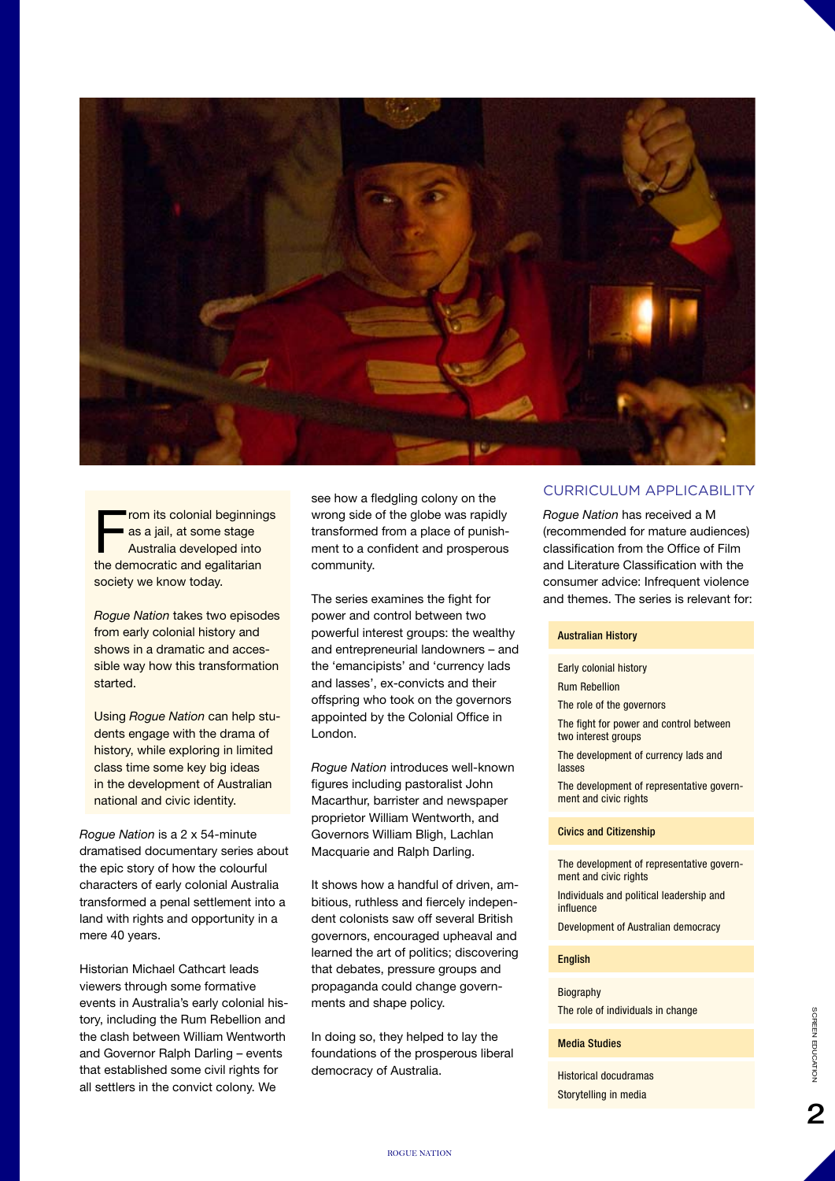From its colonial beginnings as a jail, at some stage Australia developed into the democratic and egalitarian society we know today.

*Rogue Nation* takes two episodes from early colonial history and shows in a dramatic and accessible way how this transformation started.

Using *Rogue Nation* can help students engage with the drama of history, while exploring in limited class time some key big ideas in the development of Australian national and civic identity.

*Rogue Nation* is a 2 x 54-minute dramatised documentary series about the epic story of how the colourful characters of early colonial Australia transformed a penal settlement into a land with rights and opportunity in a mere 40 years.

Historian Michael Cathcart leads viewers through some formative events in Australia's early colonial history, including the Rum Rebellion and the clash between William Wentworth and Governor Ralph Darling – events that established some civil rights for all settlers in the convict colony. We see how a fledgling colony on the wrong side of the globe was rapidly transformed from a place of punishment to a confident and prosperous community.

The series examines the fight for power and control between two powerful interest groups: the wealthy and entrepreneurial landowners – and the 'emancipists' and 'currency lads and lasses', ex-convicts and their offspring who took on the governors appointed by the Colonial Office in London.

*Rogue Nation* introduces well-known figures including pastoralist John Macarthur, barrister and newspaper proprietor William Wentworth, and Governors William Bligh, Lachlan Macquarie and Ralph Darling.

It shows how a handful of driven, ambitious, ruthless and fiercely independent colonists saw off several British governors, encouraged upheaval and learned the art of politics; discovering that debates, pressure groups and propaganda could change governments and shape policy.

In doing so, they helped to lay the foundations of the prosperous liberal democracy of Australia.

## CURRICULUM APPLICABILITY

*Rogue Nation* has received a M (recommended for mature audiences) classification from the Office of Film and Literature Classification with the consumer advice: Infrequent violence and themes. The series is relevant for:

**Australian History**

- Early colonial history
- Rum Rebellion
- The role of the governors
- The fight for power and control between two interest groups
- The development of currency lads and lasses
- The development of representative government and civic rights

**Civics and Citizenship**

- The development of representative government and civic rights
- Individuals and political leadership and influence
- Development of Australian democracy

**English**

- Biography
- The role of individuals in change

**Media Studies**

- Historical docudramas
- Storytelling in media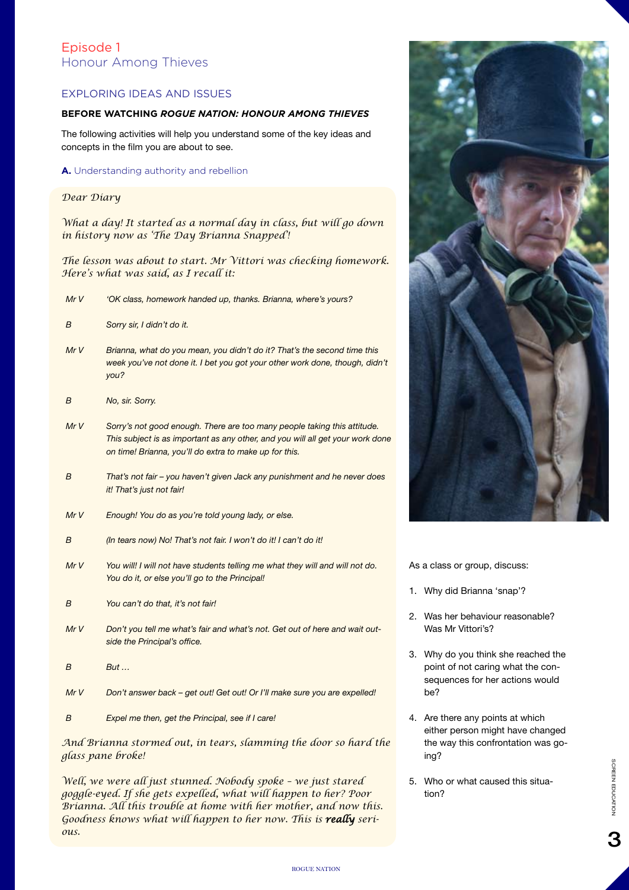## Episode 1
## Honour Among Thieves

### EXPLORING IDEAS AND ISSUES

**BEFORE WATCHING *ROGUE NATION: HONOUR AMONG THIEVES***

The following activities will help you understand some of the key ideas and concepts in the film you are about to see.

**A.** Understanding authority and rebellion

*Dear Diary*

*What a day! It started as a normal day in class, but will go down in history now as 'The Day Brianna Snapped'!*

*The lesson was about to start. Mr Vittori was checking homework. Here's what was said, as I recall it:*

*Mr V* — *'OK class, homework handed up, thanks. Brianna, where's yours?*

*B* — *Sorry sir, I didn't do it.*

*Mr V* — *Brianna, what do you mean, you didn't do it? That's the second time this week you've not done it. I bet you got your other work done, though, didn't you?*

*B* — *No, sir. Sorry.*

*Mr V* — *Sorry's not good enough. There are too many people taking this attitude. This subject is as important as any other, and you will all get your work done on time! Brianna, you'll do extra to make up for this.*

*B* — *That's not fair – you haven't given Jack any punishment and he never does it! That's just not fair!*

*Mr V* — *Enough! You do as you're told young lady, or else.*

*B* — *(In tears now) No! That's not fair. I won't do it! I can't do it!*

*Mr V* — *You will! I will not have students telling me what they will and will not do. You do it, or else you'll go to the Principal!*

*B* — *You can't do that, it's not fair!*

*Mr V* — *Don't you tell me what's fair and what's not. Get out of here and wait outside the Principal's office.*

*B* — *But ...*

*Mr V* — *Don't answer back – get out! Get out! Or I'll make sure you are expelled!*

*B* — *Expel me then, get the Principal, see if I care!*

*And Brianna stormed out, in tears, slamming the door so hard the glass pane broke!*

*Well, we were all just stunned. Nobody spoke – we just stared goggle-eyed. If she gets expelled, what will happen to her? Poor Brianna. All this trouble at home with her mother, and now this. Goodness knows what will happen to her now. This is **really** serious.*

As a class or group, discuss:

1. Why did Brianna 'snap'?
2. Was her behaviour reasonable? Was Mr Vittori's?
3. Why do you think she reached the point of not caring what the consequences for her actions would be?
4. Are there any points at which either person might have changed the way this confrontation was going?
5. Who or what caused this situation?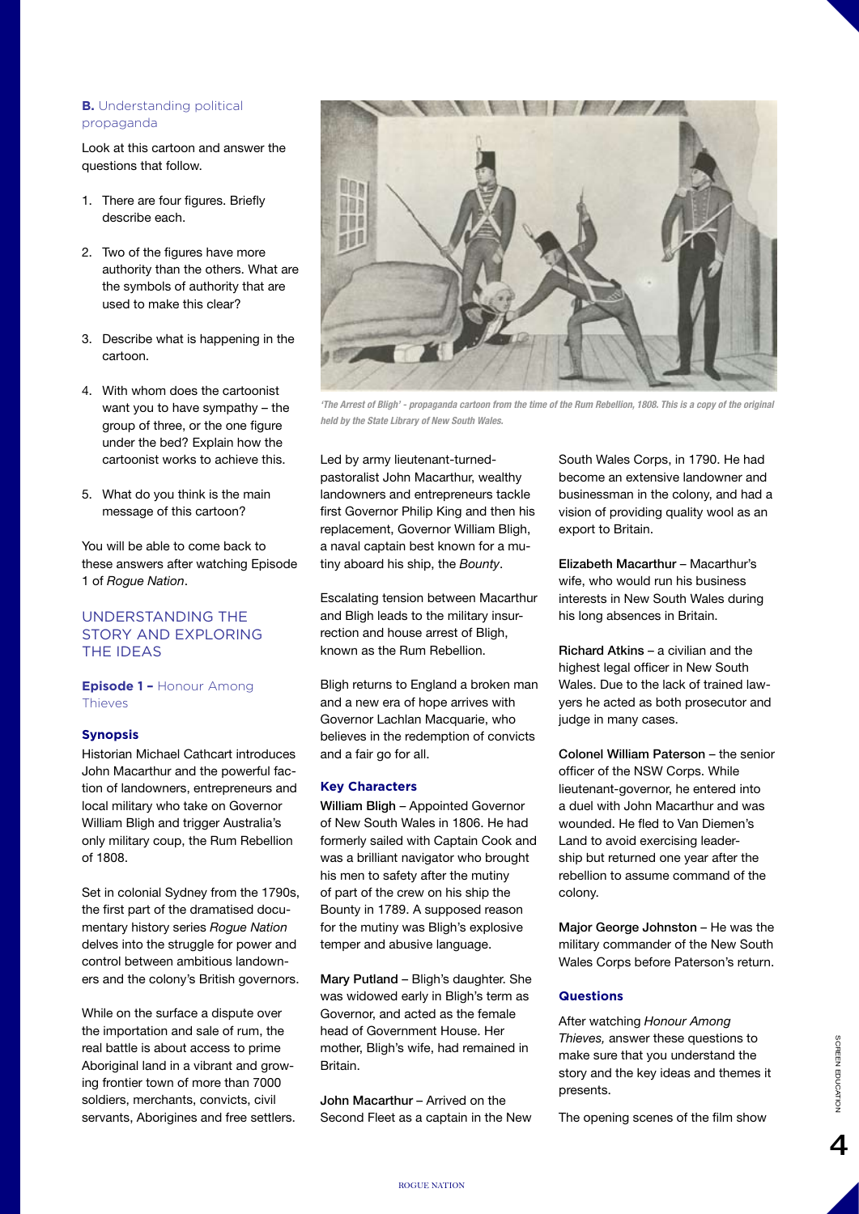**B.** Understanding political propaganda

Look at this cartoon and answer the questions that follow.

1. There are four figures. Briefly describe each.
2. Two of the figures have more authority than the others. What are the symbols of authority that are used to make this clear?
3. Describe what is happening in the cartoon.
4. With whom does the cartoonist want you to have sympathy – the group of three, or the one figure under the bed? Explain how the cartoonist works to achieve this.
5. What do you think is the main message of this cartoon?

You will be able to come back to these answers after watching Episode 1 of *Rogue Nation*.

*'The Arrest of Bligh' - propaganda cartoon from the time of the Rum Rebellion, 1808. This is a copy of the original held by the State Library of New South Wales.*

## UNDERSTANDING THE STORY AND EXPLORING THE IDEAS

### Episode 1 – Honour Among Thieves

#### Synopsis

Historian Michael Cathcart introduces John Macarthur and the powerful faction of landowners, entrepreneurs and local military who take on Governor William Bligh and trigger Australia's only military coup, the Rum Rebellion of 1808.

Set in colonial Sydney from the 1790s, the first part of the dramatised documentary history series *Rogue Nation* delves into the struggle for power and control between ambitious landowners and the colony's British governors.

While on the surface a dispute over the importation and sale of rum, the real battle is about access to prime Aboriginal land in a vibrant and growing frontier town of more than 7000 soldiers, merchants, convicts, civil servants, Aborigines and free settlers.

Led by army lieutenant-turned-pastoralist John Macarthur, wealthy landowners and entrepreneurs tackle first Governor Philip King and then his replacement, Governor William Bligh, a naval captain best known for a mutiny aboard his ship, the *Bounty*.

Escalating tension between Macarthur and Bligh leads to the military insurrection and house arrest of Bligh, known as the Rum Rebellion.

Bligh returns to England a broken man and a new era of hope arrives with Governor Lachlan Macquarie, who believes in the redemption of convicts and a fair go for all.

#### Key Characters

**William Bligh** – Appointed Governor of New South Wales in 1806. He had formerly sailed with Captain Cook and was a brilliant navigator who brought his men to safety after the mutiny of part of the crew on his ship the Bounty in 1789. A supposed reason for the mutiny was Bligh's explosive temper and abusive language.

**Mary Putland** – Bligh's daughter. She was widowed early in Bligh's term as Governor, and acted as the female head of Government House. Her mother, Bligh's wife, had remained in Britain.

**John Macarthur** – Arrived on the Second Fleet as a captain in the New South Wales Corps, in 1790. He had become an extensive landowner and businessman in the colony, and had a vision of providing quality wool as an export to Britain.

**Elizabeth Macarthur** – Macarthur's wife, who would run his business interests in New South Wales during his long absences in Britain.

**Richard Atkins** – a civilian and the highest legal officer in New South Wales. Due to the lack of trained lawyers he acted as both prosecutor and judge in many cases.

**Colonel William Paterson** – the senior officer of the NSW Corps. While lieutenant-governor, he entered into a duel with John Macarthur and was wounded. He fled to Van Diemen's Land to avoid exercising leadership but returned one year after the rebellion to assume command of the colony.

**Major George Johnston** – He was the military commander of the New South Wales Corps before Paterson's return.

#### Questions

After watching *Honour Among Thieves,* answer these questions to make sure that you understand the story and the key ideas and themes it presents.

The opening scenes of the film show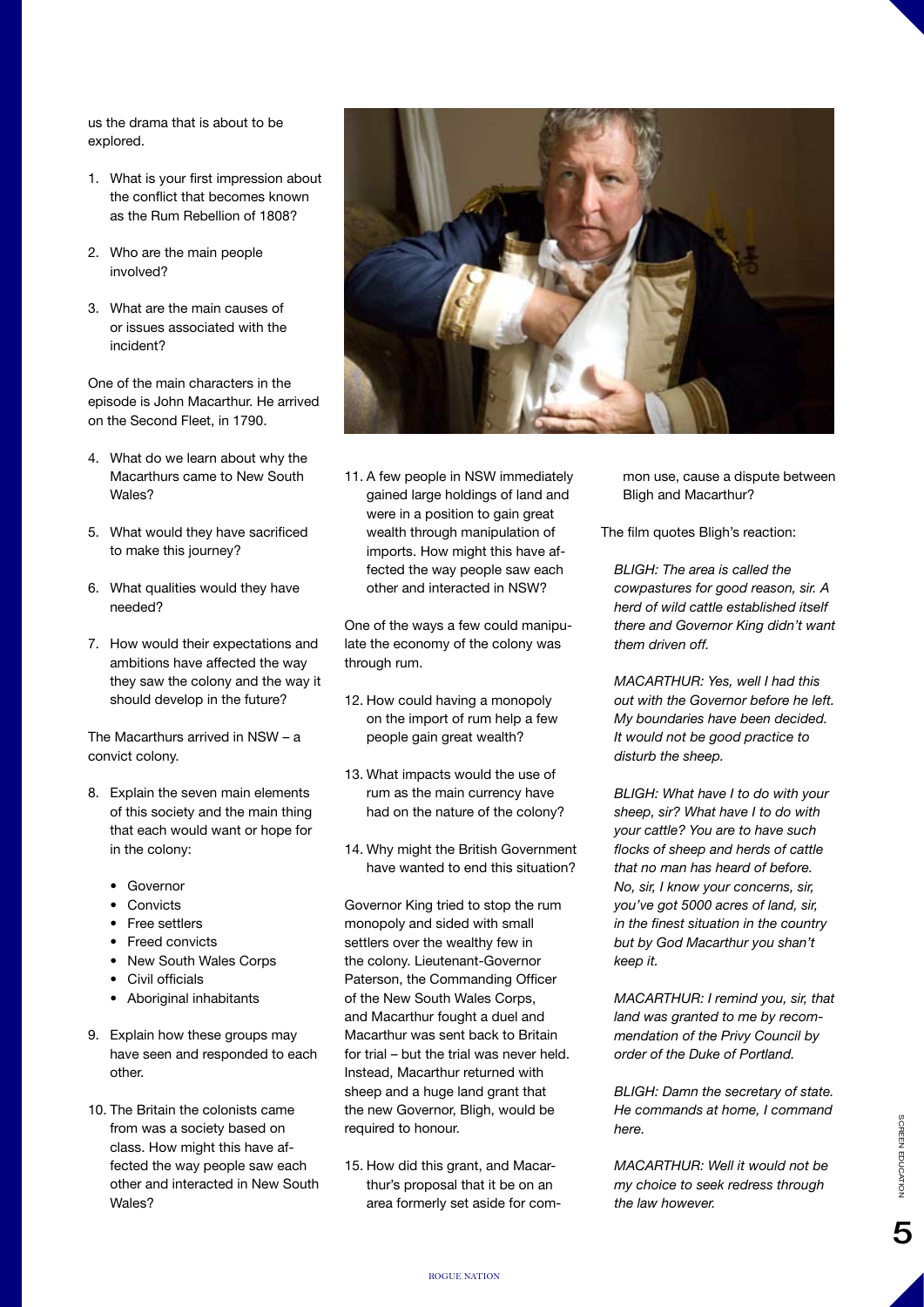us the drama that is about to be explored.

1. What is your first impression about the conflict that becomes known as the Rum Rebellion of 1808?

2. Who are the main people involved?

3. What are the main causes of or issues associated with the incident?

One of the main characters in the episode is John Macarthur. He arrived on the Second Fleet, in 1790.

4. What do we learn about why the Macarthurs came to New South Wales?

5. What would they have sacrificed to make this journey?

6. What qualities would they have needed?

7. How would their expectations and ambitions have affected the way they saw the colony and the way it should develop in the future?

The Macarthurs arrived in NSW – a convict colony.

8. Explain the seven main elements of this society and the main thing that each would want or hope for in the colony:
   - Governor
   - Convicts
   - Free settlers
   - Freed convicts
   - New South Wales Corps
   - Civil officials
   - Aboriginal inhabitants

9. Explain how these groups may have seen and responded to each other.

10. The Britain the colonists came from was a society based on class. How might this have affected the way people saw each other and interacted in New South Wales?

11. A few people in NSW immediately gained large holdings of land and were in a position to gain great wealth through manipulation of imports. How might this have affected the way people saw each other and interacted in NSW?

One of the ways a few could manipulate the economy of the colony was through rum.

12. How could having a monopoly on the import of rum help a few people gain great wealth?

13. What impacts would the use of rum as the main currency have had on the nature of the colony?

14. Why might the British Government have wanted to end this situation?

Governor King tried to stop the rum monopoly and sided with small settlers over the wealthy few in the colony. Lieutenant-Governor Paterson, the Commanding Officer of the New South Wales Corps, and Macarthur fought a duel and Macarthur was sent back to Britain for trial – but the trial was never held. Instead, Macarthur returned with sheep and a huge land grant that the new Governor, Bligh, would be required to honour.

15. How did this grant, and Macarthur's proposal that it be on an area formerly set aside for common use, cause a dispute between Bligh and Macarthur?

The film quotes Bligh's reaction:

*BLIGH: The area is called the cowpastures for good reason, sir. A herd of wild cattle established itself there and Governor King didn't want them driven off.*

*MACARTHUR: Yes, well I had this out with the Governor before he left. My boundaries have been decided. It would not be good practice to disturb the sheep.*

*BLIGH: What have I to do with your sheep, sir? What have I to do with your cattle? You are to have such flocks of sheep and herds of cattle that no man has heard of before. No, sir, I know your concerns, sir, you've got 5000 acres of land, sir, in the finest situation in the country but by God Macarthur you shan't keep it.*

*MACARTHUR: I remind you, sir, that land was granted to me by recommendation of the Privy Council by order of the Duke of Portland.*

*BLIGH: Damn the secretary of state. He commands at home, I command here.*

*MACARTHUR: Well it would not be my choice to seek redress through the law however.*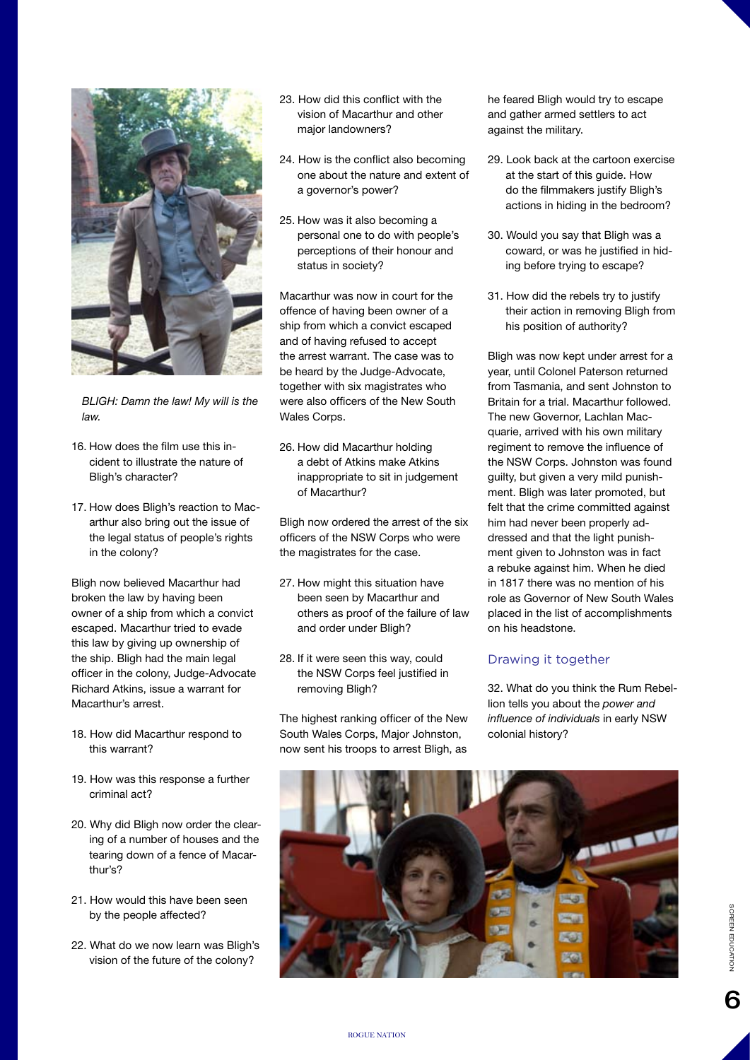*BLIGH: Damn the law! My will is the law.*

16. How does the film use this incident to illustrate the nature of Bligh's character?

17. How does Bligh's reaction to Macarthur also bring out the issue of the legal status of people's rights in the colony?

Bligh now believed Macarthur had broken the law by having been owner of a ship from which a convict escaped. Macarthur tried to evade this law by giving up ownership of the ship. Bligh had the main legal officer in the colony, Judge-Advocate Richard Atkins, issue a warrant for Macarthur's arrest.

18. How did Macarthur respond to this warrant?

19. How was this response a further criminal act?

20. Why did Bligh now order the clearing of a number of houses and the tearing down of a fence of Macarthur's?

21. How would this have been seen by the people affected?

22. What do we now learn was Bligh's vision of the future of the colony?

23. How did this conflict with the vision of Macarthur and other major landowners?

24. How is the conflict also becoming one about the nature and extent of a governor's power?

25. How was it also becoming a personal one to do with people's perceptions of their honour and status in society?

Macarthur was now in court for the offence of having been owner of a ship from which a convict escaped and of having refused to accept the arrest warrant. The case was to be heard by the Judge-Advocate, together with six magistrates who were also officers of the New South Wales Corps.

26. How did Macarthur holding a debt of Atkins make Atkins inappropriate to sit in judgement of Macarthur?

Bligh now ordered the arrest of the six officers of the NSW Corps who were the magistrates for the case.

27. How might this situation have been seen by Macarthur and others as proof of the failure of law and order under Bligh?

28. If it were seen this way, could the NSW Corps feel justified in removing Bligh?

The highest ranking officer of the New South Wales Corps, Major Johnston, now sent his troops to arrest Bligh, as he feared Bligh would try to escape and gather armed settlers to act against the military.

29. Look back at the cartoon exercise at the start of this guide. How do the filmmakers justify Bligh's actions in hiding in the bedroom?

30. Would you say that Bligh was a coward, or was he justified in hiding before trying to escape?

31. How did the rebels try to justify their action in removing Bligh from his position of authority?

Bligh was now kept under arrest for a year, until Colonel Paterson returned from Tasmania, and sent Johnston to Britain for a trial. Macarthur followed. The new Governor, Lachlan Macquarie, arrived with his own military regiment to remove the influence of the NSW Corps. Johnston was found guilty, but given a very mild punishment. Bligh was later promoted, but felt that the crime committed against him had never been properly addressed and that the light punishment given to Johnston was in fact a rebuke against him. When he died in 1817 there was no mention of his role as Governor of New South Wales placed in the list of accomplishments on his headstone.

## Drawing it together

32. What do you think the Rum Rebellion tells you about the *power and influence of individuals* in early NSW colonial history?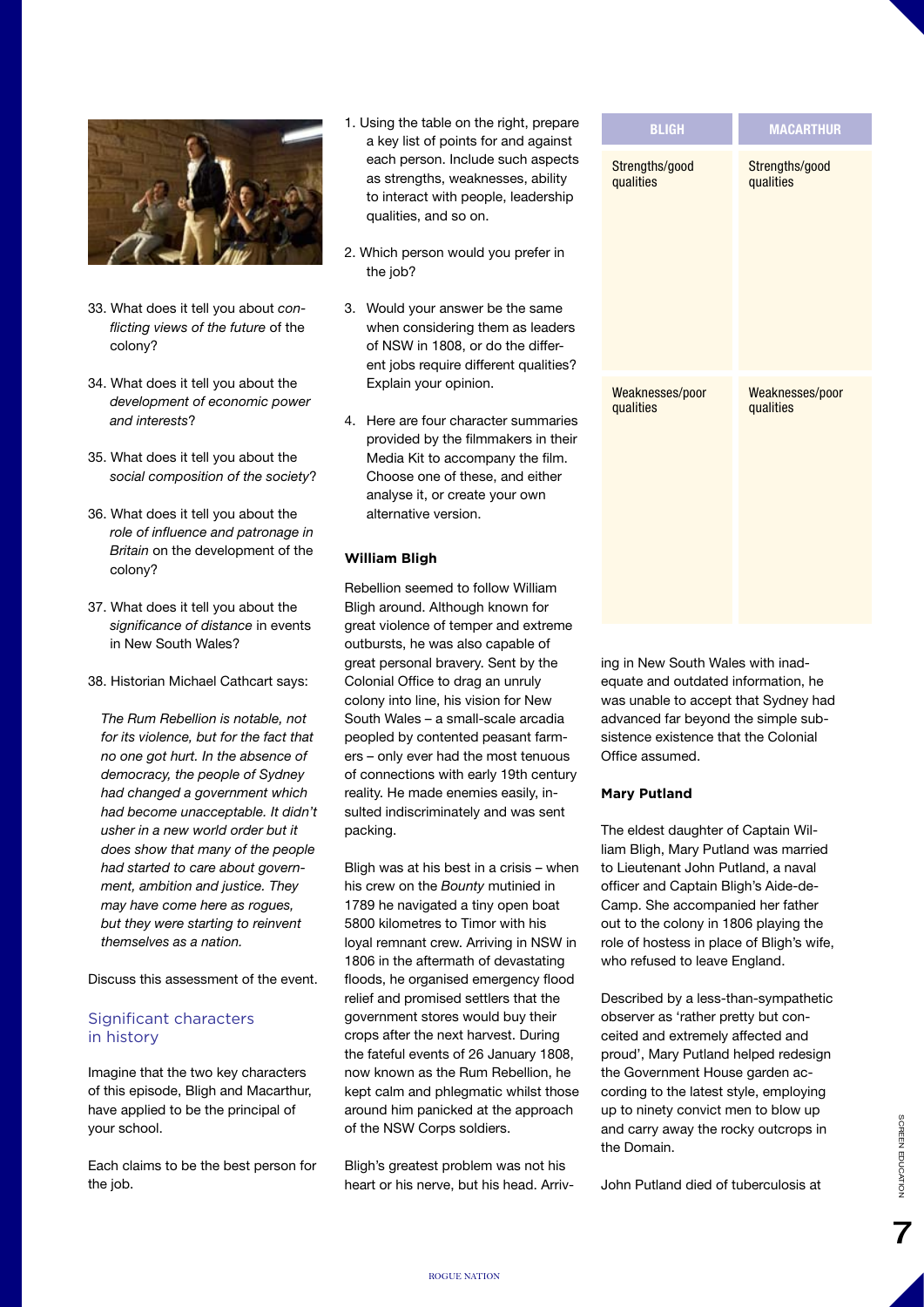33. What does it tell you about *conflicting views of the future* of the colony?

34. What does it tell you about the *development of economic power and interests*?

35. What does it tell you about the *social composition of the society*?

36. What does it tell you about the *role of influence and patronage in Britain* on the development of the colony?

37. What does it tell you about the *significance of distance* in events in New South Wales?

38. Historian Michael Cathcart says:

*The Rum Rebellion is notable, not for its violence, but for the fact that no one got hurt. In the absence of democracy, the people of Sydney had changed a government which had become unacceptable. It didn't usher in a new world order but it does show that many of the people had started to care about government, ambition and justice. They may have come here as rogues, but they were starting to reinvent themselves as a nation.*

Discuss this assessment of the event.

## Significant characters in history

Imagine that the two key characters of this episode, Bligh and Macarthur, have applied to be the principal of your school.

Each claims to be the best person for the job.

1. Using the table on the right, prepare a key list of points for and against each person. Include such aspects as strengths, weaknesses, ability to interact with people, leadership qualities, and so on.

2. Which person would you prefer in the job?

3. Would your answer be the same when considering them as leaders of NSW in 1808, or do the different jobs require different qualities? Explain your opinion.

4. Here are four character summaries provided by the filmmakers in their Media Kit to accompany the film. Choose one of these, and either analyse it, or create your own alternative version.

| BLIGH | MACARTHUR |
|---|---|
| Strengths/good qualities | Strengths/good qualities |
| Weaknesses/poor qualities | Weaknesses/poor qualities |

**William Bligh**

Rebellion seemed to follow William Bligh around. Although known for great violence of temper and extreme outbursts, he was also capable of great personal bravery. Sent by the Colonial Office to drag an unruly colony into line, his vision for New South Wales – a small-scale arcadia peopled by contented peasant farmers – only ever had the most tenuous of connections with early 19th century reality. He made enemies easily, insulted indiscriminately and was sent packing.

Bligh was at his best in a crisis – when his crew on the *Bounty* mutinied in 1789 he navigated a tiny open boat 5800 kilometres to Timor with his loyal remnant crew. Arriving in NSW in 1806 in the aftermath of devastating floods, he organised emergency flood relief and promised settlers that the government stores would buy their crops after the next harvest. During the fateful events of 26 January 1808, now known as the Rum Rebellion, he kept calm and phlegmatic whilst those around him panicked at the approach of the NSW Corps soldiers.

Bligh's greatest problem was not his heart or his nerve, but his head. Arriving in New South Wales with inadequate and outdated information, he was unable to accept that Sydney had advanced far beyond the simple subsistence existence that the Colonial Office assumed.

**Mary Putland**

The eldest daughter of Captain William Bligh, Mary Putland was married to Lieutenant John Putland, a naval officer and Captain Bligh's Aide-de-Camp. She accompanied her father out to the colony in 1806 playing the role of hostess in place of Bligh's wife, who refused to leave England.

Described by a less-than-sympathetic observer as 'rather pretty but conceited and extremely affected and proud', Mary Putland helped redesign the Government House garden according to the latest style, employing up to ninety convict men to blow up and carry away the rocky outcrops in the Domain.

John Putland died of tuberculosis at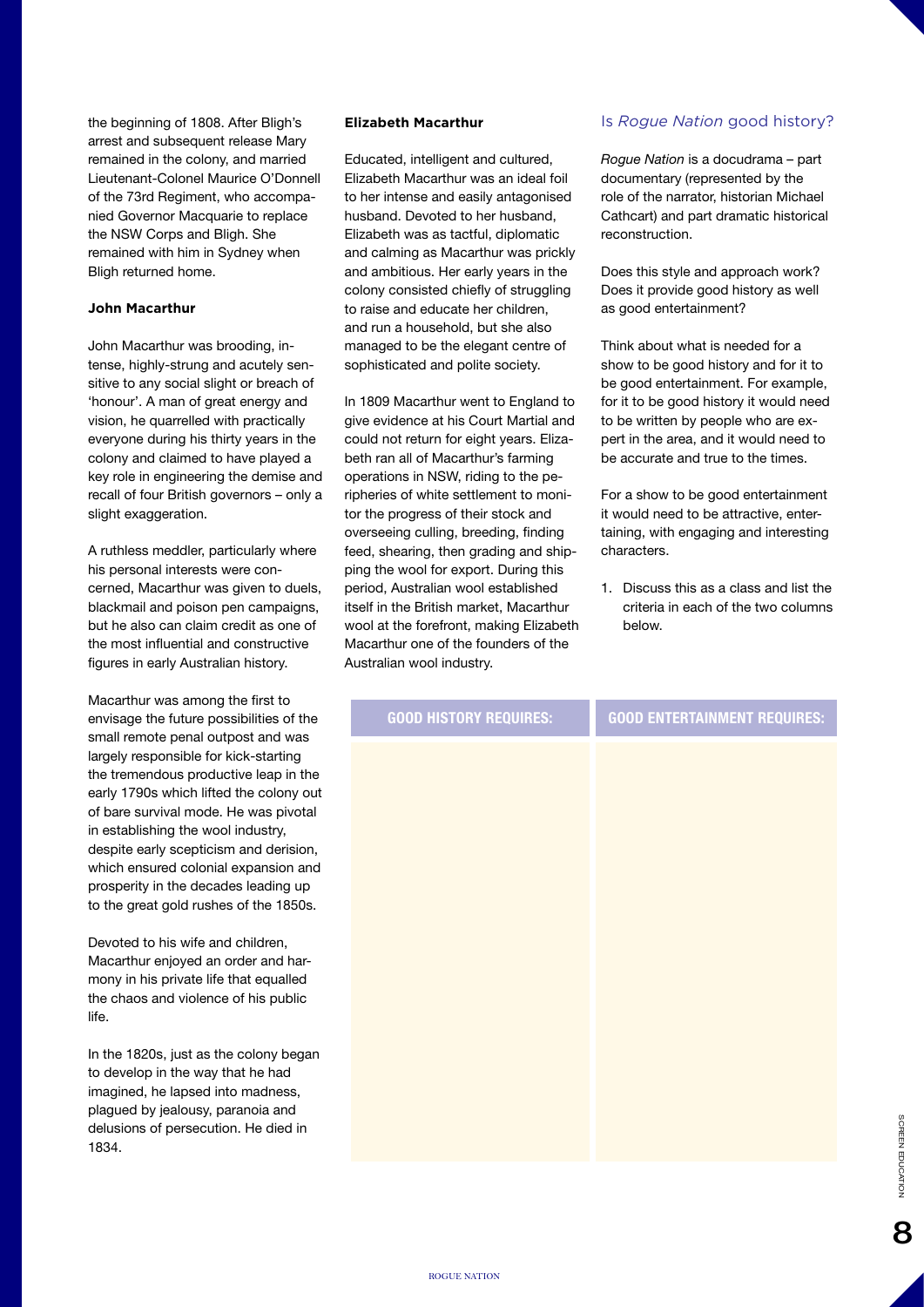the beginning of 1808. After Bligh's arrest and subsequent release Mary remained in the colony, and married Lieutenant-Colonel Maurice O'Donnell of the 73rd Regiment, who accompanied Governor Macquarie to replace the NSW Corps and Bligh. She remained with him in Sydney when Bligh returned home.

**John Macarthur**

John Macarthur was brooding, intense, highly-strung and acutely sensitive to any social slight or breach of 'honour'. A man of great energy and vision, he quarrelled with practically everyone during his thirty years in the colony and claimed to have played a key role in engineering the demise and recall of four British governors – only a slight exaggeration.

A ruthless meddler, particularly where his personal interests were concerned, Macarthur was given to duels, blackmail and poison pen campaigns, but he also can claim credit as one of the most influential and constructive figures in early Australian history.

Macarthur was among the first to envisage the future possibilities of the small remote penal outpost and was largely responsible for kick-starting the tremendous productive leap in the early 1790s which lifted the colony out of bare survival mode. He was pivotal in establishing the wool industry, despite early scepticism and derision, which ensured colonial expansion and prosperity in the decades leading up to the great gold rushes of the 1850s.

Devoted to his wife and children, Macarthur enjoyed an order and harmony in his private life that equalled the chaos and violence of his public life.

In the 1820s, just as the colony began to develop in the way that he had imagined, he lapsed into madness, plagued by jealousy, paranoia and delusions of persecution. He died in 1834.

**Elizabeth Macarthur**

Educated, intelligent and cultured, Elizabeth Macarthur was an ideal foil to her intense and easily antagonised husband. Devoted to her husband, Elizabeth was as tactful, diplomatic and calming as Macarthur was prickly and ambitious. Her early years in the colony consisted chiefly of struggling to raise and educate her children, and run a household, but she also managed to be the elegant centre of sophisticated and polite society.

In 1809 Macarthur went to England to give evidence at his Court Martial and could not return for eight years. Elizabeth ran all of Macarthur's farming operations in NSW, riding to the peripheries of white settlement to monitor the progress of their stock and overseeing culling, breeding, finding feed, shearing, then grading and shipping the wool for export. During this period, Australian wool established itself in the British market, Macarthur wool at the forefront, making Elizabeth Macarthur one of the founders of the Australian wool industry.

## Is *Rogue Nation* good history?

*Rogue Nation* is a docudrama – part documentary (represented by the role of the narrator, historian Michael Cathcart) and part dramatic historical reconstruction.

Does this style and approach work? Does it provide good history as well as good entertainment?

Think about what is needed for a show to be good history and for it to be good entertainment. For example, for it to be good history it would need to be written by people who are expert in the area, and it would need to be accurate and true to the times.

For a show to be good entertainment it would need to be attractive, entertaining, with engaging and interesting characters.

1. Discuss this as a class and list the criteria in each of the two columns below.

| GOOD HISTORY REQUIRES: | GOOD ENTERTAINMENT REQUIRES: |
|---|---|
| | |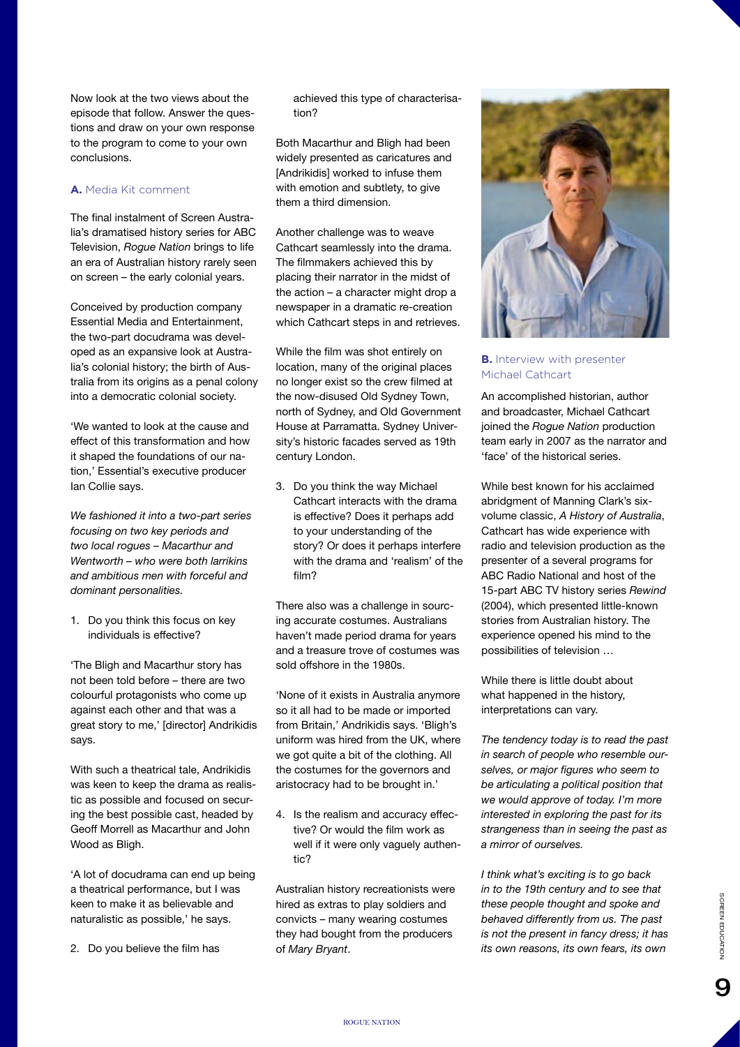Now look at the two views about the episode that follow. Answer the questions and draw on your own response to the program to come to your own conclusions.

**A.** Media Kit comment

The final instalment of Screen Australia's dramatised history series for ABC Television, *Rogue Nation* brings to life an era of Australian history rarely seen on screen – the early colonial years.

Conceived by production company Essential Media and Entertainment, the two-part docudrama was developed as an expansive look at Australia's colonial history; the birth of Australia from its origins as a penal colony into a democratic colonial society.

'We wanted to look at the cause and effect of this transformation and how it shaped the foundations of our nation,' Essential's executive producer Ian Collie says.

*We fashioned it into a two-part series focusing on two key periods and two local rogues – Macarthur and Wentworth – who were both larrikins and ambitious men with forceful and dominant personalities.*

1. Do you think this focus on key individuals is effective?

'The Bligh and Macarthur story has not been told before – there are two colourful protagonists who come up against each other and that was a great story to me,' [director] Andrikidis says.

With such a theatrical tale, Andrikidis was keen to keep the drama as realistic as possible and focused on securing the best possible cast, headed by Geoff Morrell as Macarthur and John Wood as Bligh.

'A lot of docudrama can end up being a theatrical performance, but I was keen to make it as believable and naturalistic as possible,' he says.

2. Do you believe the film has achieved this type of characterisation?

Both Macarthur and Bligh had been widely presented as caricatures and [Andrikidis] worked to infuse them with emotion and subtlety, to give them a third dimension.

Another challenge was to weave Cathcart seamlessly into the drama. The filmmakers achieved this by placing their narrator in the midst of the action – a character might drop a newspaper in a dramatic re-creation which Cathcart steps in and retrieves.

While the film was shot entirely on location, many of the original places no longer exist so the crew filmed at the now-disused Old Sydney Town, north of Sydney, and Old Government House at Parramatta. Sydney University's historic facades served as 19th century London.

3. Do you think the way Michael Cathcart interacts with the drama is effective? Does it perhaps add to your understanding of the story? Or does it perhaps interfere with the drama and 'realism' of the film?

There also was a challenge in sourcing accurate costumes. Australians haven't made period drama for years and a treasure trove of costumes was sold offshore in the 1980s.

'None of it exists in Australia anymore so it all had to be made or imported from Britain,' Andrikidis says. 'Bligh's uniform was hired from the UK, where we got quite a bit of the clothing. All the costumes for the governors and aristocracy had to be brought in.'

4. Is the realism and accuracy effective? Or would the film work as well if it were only vaguely authentic?

Australian history recreationists were hired as extras to play soldiers and convicts – many wearing costumes they had bought from the producers of *Mary Bryant*.

**B.** Interview with presenter Michael Cathcart

An accomplished historian, author and broadcaster, Michael Cathcart joined the *Rogue Nation* production team early in 2007 as the narrator and 'face' of the historical series.

While best known for his acclaimed abridgment of Manning Clark's six-volume classic, *A History of Australia*, Cathcart has wide experience with radio and television production as the presenter of a several programs for ABC Radio National and host of the 15-part ABC TV history series *Rewind* (2004), which presented little-known stories from Australian history. The experience opened his mind to the possibilities of television …

While there is little doubt about what happened in the history, interpretations can vary.

*The tendency today is to read the past in search of people who resemble ourselves, or major figures who seem to be articulating a political position that we would approve of today. I'm more interested in exploring the past for its strangeness than in seeing the past as a mirror of ourselves.*

*I think what's exciting is to go back in to the 19th century and to see that these people thought and spoke and behaved differently from us. The past is not the present in fancy dress; it has its own reasons, its own fears, its own*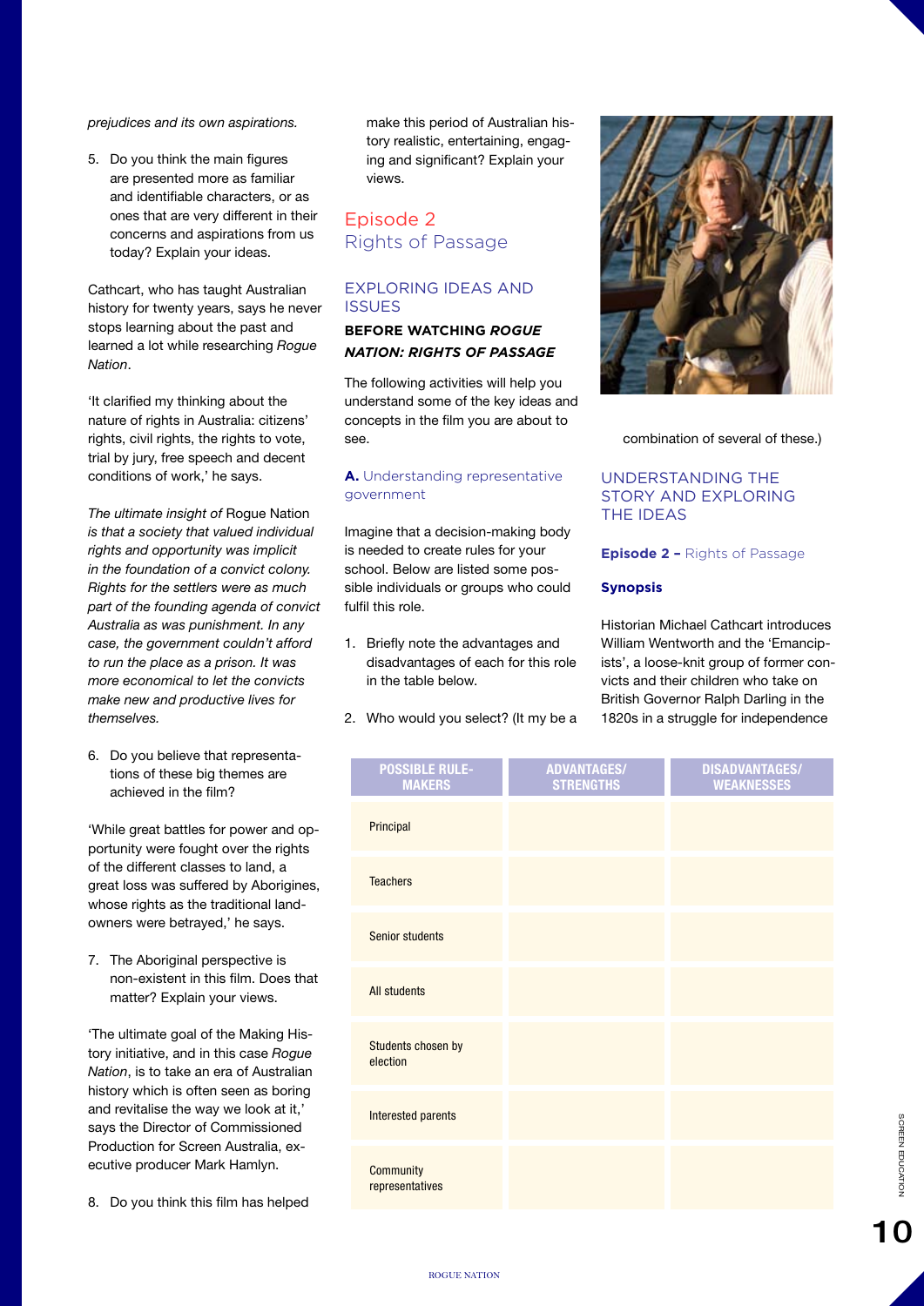*prejudices and its own aspirations.*

5. Do you think the main figures are presented more as familiar and identifiable characters, or as ones that are very different in their concerns and aspirations from us today? Explain your ideas.

Cathcart, who has taught Australian history for twenty years, says he never stops learning about the past and learned a lot while researching *Rogue Nation*.

'It clarified my thinking about the nature of rights in Australia: citizens' rights, civil rights, the rights to vote, trial by jury, free speech and decent conditions of work,' he says.

*The ultimate insight of* Rogue Nation *is that a society that valued individual rights and opportunity was implicit in the foundation of a convict colony. Rights for the settlers were as much part of the founding agenda of convict Australia as was punishment. In any case, the government couldn't afford to run the place as a prison. It was more economical to let the convicts make new and productive lives for themselves.*

6. Do you believe that representations of these big themes are achieved in the film?

'While great battles for power and opportunity were fought over the rights of the different classes to land, a great loss was suffered by Aborigines, whose rights as the traditional landowners were betrayed,' he says.

7. The Aboriginal perspective is non-existent in this film. Does that matter? Explain your views.

'The ultimate goal of the Making History initiative, and in this case *Rogue Nation*, is to take an era of Australian history which is often seen as boring and revitalise the way we look at it,' says the Director of Commissioned Production for Screen Australia, executive producer Mark Hamlyn.

8. Do you think this film has helped make this period of Australian history realistic, entertaining, engaging and significant? Explain your views.

## Episode 2 Rights of Passage

### EXPLORING IDEAS AND ISSUES

**BEFORE WATCHING *ROGUE NATION: RIGHTS OF PASSAGE***

The following activities will help you understand some of the key ideas and concepts in the film you are about to see.

#### **A.** Understanding representative government

Imagine that a decision-making body is needed to create rules for your school. Below are listed some possible individuals or groups who could fulfil this role.

1. Briefly note the advantages and disadvantages of each for this role in the table below.
2. Who would you select? (It my be a combination of several of these.)

| POSSIBLE RULE-MAKERS | ADVANTAGES/ STRENGTHS | DISADVANTAGES/ WEAKNESSES |
|---|---|---|
| Principal | | |
| Teachers | | |
| Senior students | | |
| All students | | |
| Students chosen by election | | |
| Interested parents | | |
| Community representatives | | |

### UNDERSTANDING THE STORY AND EXPLORING THE IDEAS

**Episode 2 –** Rights of Passage

**Synopsis**

Historian Michael Cathcart introduces William Wentworth and the 'Emancipists', a loose-knit group of former convicts and their children who take on British Governor Ralph Darling in the 1820s in a struggle for independence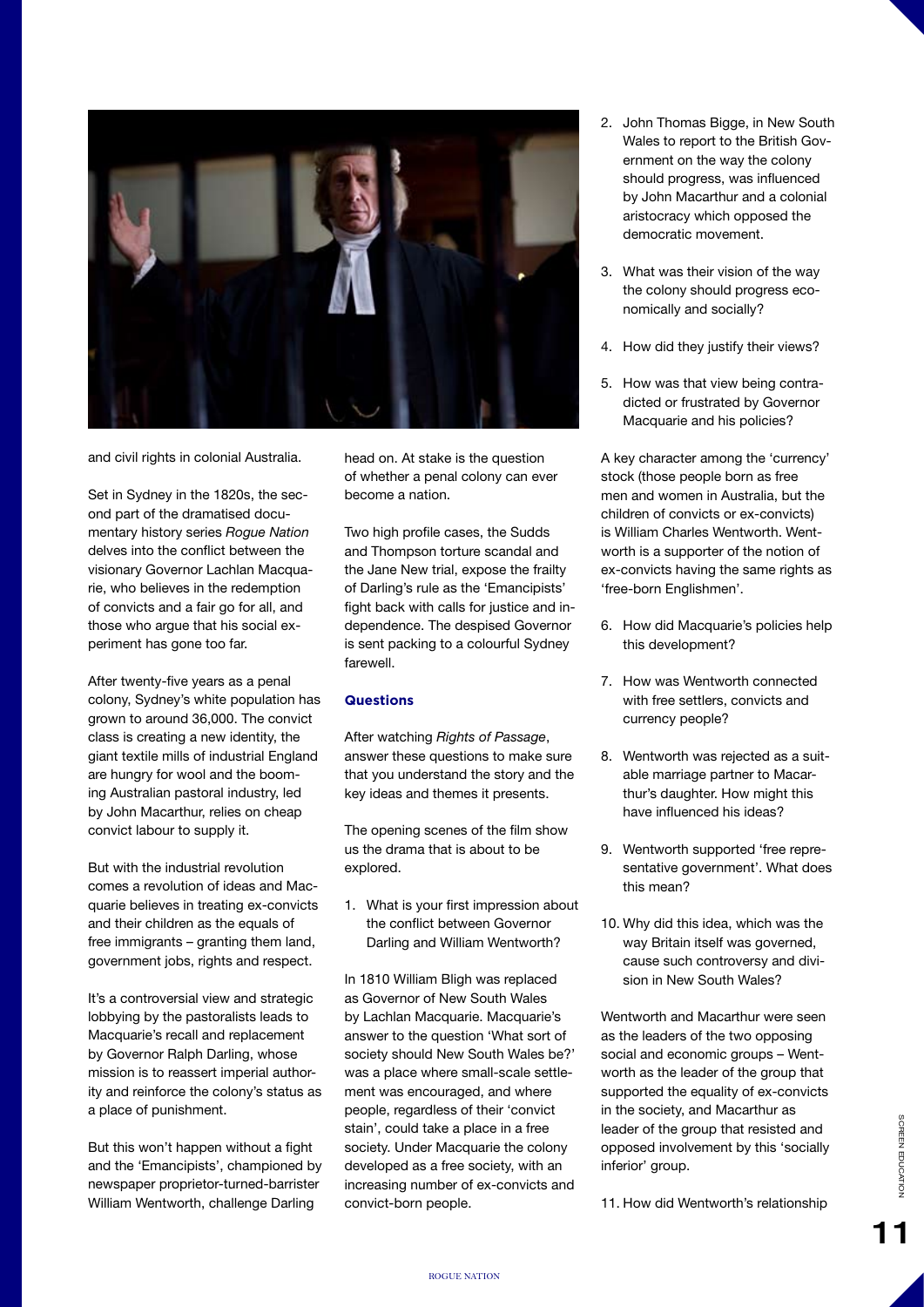and civil rights in colonial Australia.

Set in Sydney in the 1820s, the second part of the dramatised documentary history series *Rogue Nation* delves into the conflict between the visionary Governor Lachlan Macquarie, who believes in the redemption of convicts and a fair go for all, and those who argue that his social experiment has gone too far.

After twenty-five years as a penal colony, Sydney's white population has grown to around 36,000. The convict class is creating a new identity, the giant textile mills of industrial England are hungry for wool and the booming Australian pastoral industry, led by John Macarthur, relies on cheap convict labour to supply it.

But with the industrial revolution comes a revolution of ideas and Macquarie believes in treating ex-convicts and their children as the equals of free immigrants – granting them land, government jobs, rights and respect.

It's a controversial view and strategic lobbying by the pastoralists leads to Macquarie's recall and replacement by Governor Ralph Darling, whose mission is to reassert imperial authority and reinforce the colony's status as a place of punishment.

But this won't happen without a fight and the 'Emancipists', championed by newspaper proprietor-turned-barrister William Wentworth, challenge Darling head on. At stake is the question of whether a penal colony can ever become a nation.

Two high profile cases, the Sudds and Thompson torture scandal and the Jane New trial, expose the frailty of Darling's rule as the 'Emancipists' fight back with calls for justice and independence. The despised Governor is sent packing to a colourful Sydney farewell.

### Questions

After watching *Rights of Passage*, answer these questions to make sure that you understand the story and the key ideas and themes it presents.

The opening scenes of the film show us the drama that is about to be explored.

1. What is your first impression about the conflict between Governor Darling and William Wentworth?

In 1810 William Bligh was replaced as Governor of New South Wales by Lachlan Macquarie. Macquarie's answer to the question 'What sort of society should New South Wales be?' was a place where small-scale settlement was encouraged, and where people, regardless of their 'convict stain', could take a place in a free society. Under Macquarie the colony developed as a free society, with an increasing number of ex-convicts and convict-born people.

2. John Thomas Bigge, in New South Wales to report to the British Government on the way the colony should progress, was influenced by John Macarthur and a colonial aristocracy which opposed the democratic movement.
3. What was their vision of the way the colony should progress economically and socially?
4. How did they justify their views?
5. How was that view being contradicted or frustrated by Governor Macquarie and his policies?

A key character among the 'currency' stock (those people born as free men and women in Australia, but the children of convicts or ex-convicts) is William Charles Wentworth. Wentworth is a supporter of the notion of ex-convicts having the same rights as 'free-born Englishmen'.

6. How did Macquarie's policies help this development?
7. How was Wentworth connected with free settlers, convicts and currency people?
8. Wentworth was rejected as a suitable marriage partner to Macarthur's daughter. How might this have influenced his ideas?
9. Wentworth supported 'free representative government'. What does this mean?
10. Why did this idea, which was the way Britain itself was governed, cause such controversy and division in New South Wales?

Wentworth and Macarthur were seen as the leaders of the two opposing social and economic groups – Wentworth as the leader of the group that supported the equality of ex-convicts in the society, and Macarthur as leader of the group that resisted and opposed involvement by this 'socially inferior' group.

11. How did Wentworth's relationship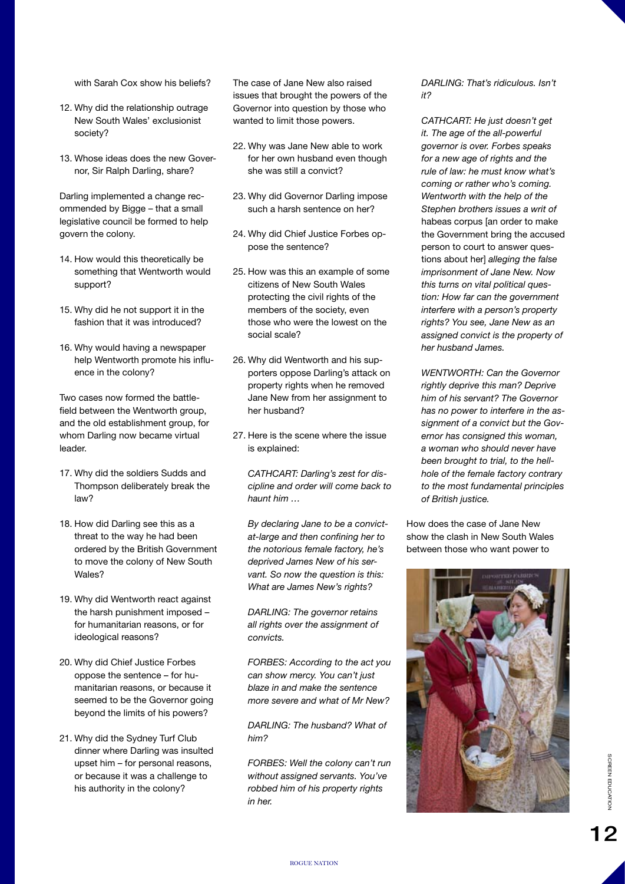with Sarah Cox show his beliefs?

12. Why did the relationship outrage New South Wales' exclusionist society?

13. Whose ideas does the new Governor, Sir Ralph Darling, share?

Darling implemented a change recommended by Bigge – that a small legislative council be formed to help govern the colony.

14. How would this theoretically be something that Wentworth would support?

15. Why did he not support it in the fashion that it was introduced?

16. Why would having a newspaper help Wentworth promote his influence in the colony?

Two cases now formed the battlefield between the Wentworth group, and the old establishment group, for whom Darling now became virtual leader.

17. Why did the soldiers Sudds and Thompson deliberately break the law?

18. How did Darling see this as a threat to the way he had been ordered by the British Government to move the colony of New South Wales?

19. Why did Wentworth react against the harsh punishment imposed – for humanitarian reasons, or for ideological reasons?

20. Why did Chief Justice Forbes oppose the sentence – for humanitarian reasons, or because it seemed to be the Governor going beyond the limits of his powers?

21. Why did the Sydney Turf Club dinner where Darling was insulted upset him – for personal reasons, or because it was a challenge to his authority in the colony?

The case of Jane New also raised issues that brought the powers of the Governor into question by those who wanted to limit those powers.

22. Why was Jane New able to work for her own husband even though she was still a convict?

23. Why did Governor Darling impose such a harsh sentence on her?

24. Why did Chief Justice Forbes oppose the sentence?

25. How was this an example of some citizens of New South Wales protecting the civil rights of the members of the society, even those who were the lowest on the social scale?

26. Why did Wentworth and his supporters oppose Darling's attack on property rights when he removed Jane New from her assignment to her husband?

27. Here is the scene where the issue is explained:

    *CATHCART: Darling's zest for discipline and order will come back to haunt him …*

    *By declaring Jane to be a convict-at-large and then confining her to the notorious female factory, he's deprived James New of his servant. So now the question is this: What are James New's rights?*

    *DARLING: The governor retains all rights over the assignment of convicts.*

    *FORBES: According to the act you can show mercy. You can't just blaze in and make the sentence more severe and what of Mr New?*

    *DARLING: The husband? What of him?*

    *FORBES: Well the colony can't run without assigned servants. You've robbed him of his property rights in her.*

    *DARLING: That's ridiculous. Isn't it?*

    *CATHCART: He just doesn't get it. The age of the all-powerful governor is over. Forbes speaks for a new age of rights and the rule of law: he must know what's coming or rather who's coming. Wentworth with the help of the Stephen brothers issues a writ of* habeas corpus [an order to make the Government bring the accused person to court to answer questions about her] *alleging the false imprisonment of Jane New. Now this turns on vital political question: How far can the government interfere with a person's property rights? You see, Jane New as an assigned convict is the property of her husband James.*

    *WENTWORTH: Can the Governor rightly deprive this man? Deprive him of his servant? The Governor has no power to interfere in the assignment of a convict but the Governor has consigned this woman, a woman who should never have been brought to trial, to the hell-hole of the female factory contrary to the most fundamental principles of British justice.*

How does the case of Jane New show the clash in New South Wales between those who want power to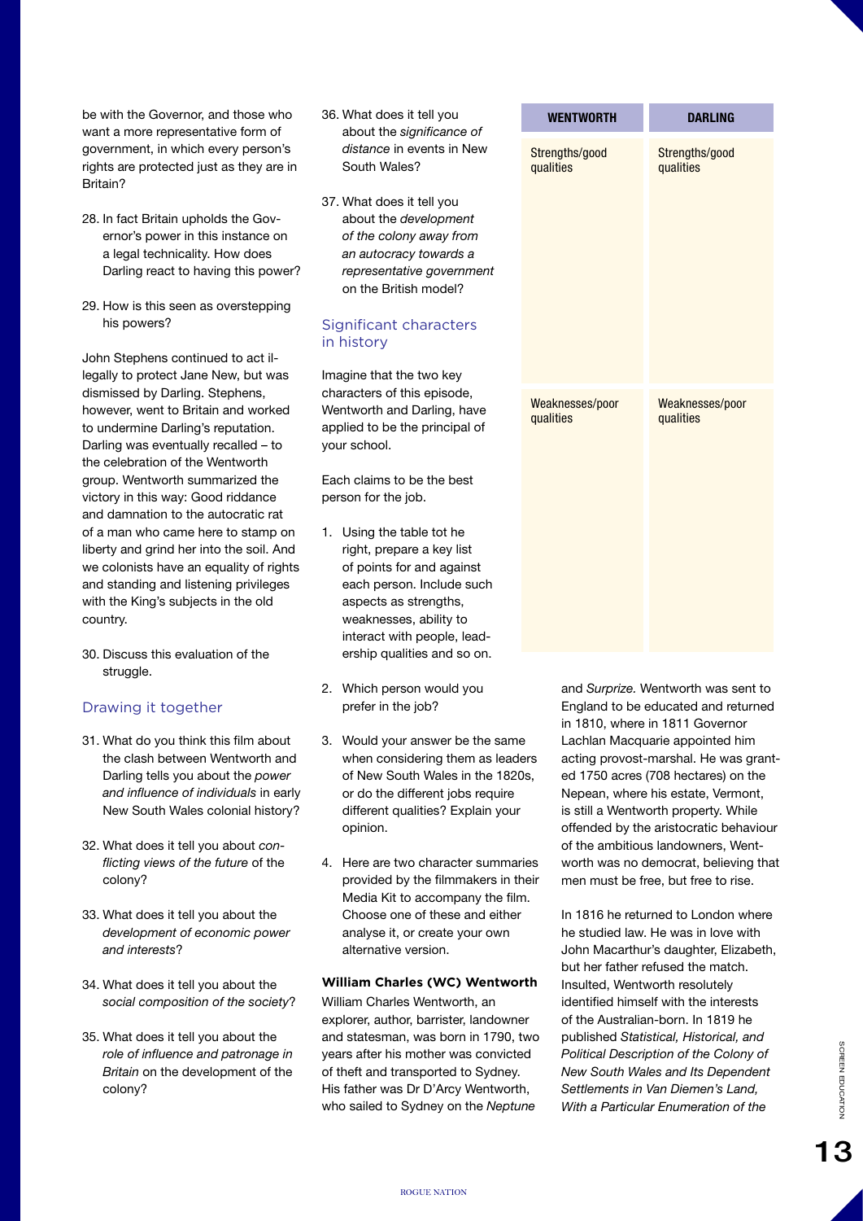be with the Governor, and those who want a more representative form of government, in which every person's rights are protected just as they are in Britain?

28. In fact Britain upholds the Governor's power in this instance on a legal technicality. How does Darling react to having this power?

29. How is this seen as overstepping his powers?

John Stephens continued to act illegally to protect Jane New, but was dismissed by Darling. Stephens, however, went to Britain and worked to undermine Darling's reputation. Darling was eventually recalled – to the celebration of the Wentworth group. Wentworth summarized the victory in this way: Good riddance and damnation to the autocratic rat of a man who came here to stamp on liberty and grind her into the soil. And we colonists have an equality of rights and standing and listening privileges with the King's subjects in the old country.

30. Discuss this evaluation of the struggle.

## Drawing it together

31. What do you think this film about the clash between Wentworth and Darling tells you about the *power and influence of individuals* in early New South Wales colonial history?

32. What does it tell you about *conflicting views of the future* of the colony?

33. What does it tell you about the *development of economic power and interests*?

34. What does it tell you about the *social composition of the society*?

35. What does it tell you about the *role of influence and patronage in Britain* on the development of the colony?

36. What does it tell you about the *significance of distance* in events in New South Wales?

37. What does it tell you about the *development of the colony away from an autocracy towards a representative government* on the British model?

## Significant characters in history

Imagine that the two key characters of this episode, Wentworth and Darling, have applied to be the principal of your school.

Each claims to be the best person for the job.

1. Using the table tot he right, prepare a key list of points for and against each person. Include such aspects as strengths, weaknesses, ability to interact with people, leadership qualities and so on.

2. Which person would you prefer in the job?

3. Would your answer be the same when considering them as leaders of New South Wales in the 1820s, or do the different jobs require different qualities? Explain your opinion.

4. Here are two character summaries provided by the filmmakers in their Media Kit to accompany the film. Choose one of these and either analyse it, or create your own alternative version.

| WENTWORTH | DARLING |
|---|---|
| Strengths/good qualities | Strengths/good qualities |
| Weaknesses/poor qualities | Weaknesses/poor qualities |

**William Charles (WC) Wentworth**

William Charles Wentworth, an explorer, author, barrister, landowner and statesman, was born in 1790, two years after his mother was convicted of theft and transported to Sydney. His father was Dr D'Arcy Wentworth, who sailed to Sydney on the *Neptune* and *Surprize.* Wentworth was sent to England to be educated and returned in 1810, where in 1811 Governor Lachlan Macquarie appointed him acting provost-marshal. He was granted 1750 acres (708 hectares) on the Nepean, where his estate, Vermont, is still a Wentworth property. While offended by the aristocratic behaviour of the ambitious landowners, Wentworth was no democrat, believing that men must be free, but free to rise.

In 1816 he returned to London where he studied law. He was in love with John Macarthur's daughter, Elizabeth, but her father refused the match. Insulted, Wentworth resolutely identified himself with the interests of the Australian-born. In 1819 he published *Statistical, Historical, and Political Description of the Colony of New South Wales and Its Dependent Settlements in Van Diemen's Land, With a Particular Enumeration of the*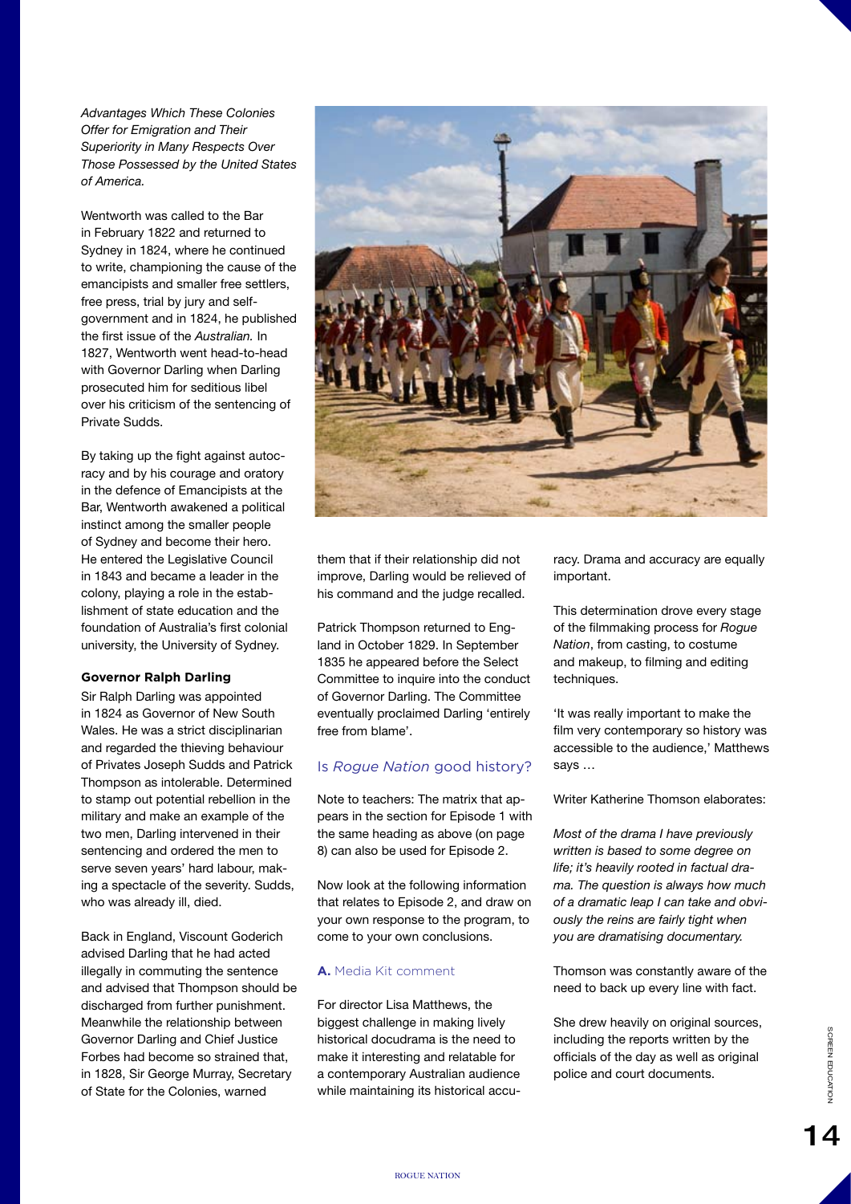*Advantages Which These Colonies Offer for Emigration and Their Superiority in Many Respects Over Those Possessed by the United States of America.*

Wentworth was called to the Bar in February 1822 and returned to Sydney in 1824, where he continued to write, championing the cause of the emancipists and smaller free settlers, free press, trial by jury and self-government and in 1824, he published the first issue of the *Australian.* In 1827, Wentworth went head-to-head with Governor Darling when Darling prosecuted him for seditious libel over his criticism of the sentencing of Private Sudds.

By taking up the fight against autocracy and by his courage and oratory in the defence of Emancipists at the Bar, Wentworth awakened a political instinct among the smaller people of Sydney and become their hero. He entered the Legislative Council in 1843 and became a leader in the colony, playing a role in the establishment of state education and the foundation of Australia's first colonial university, the University of Sydney.

**Governor Ralph Darling**

Sir Ralph Darling was appointed in 1824 as Governor of New South Wales. He was a strict disciplinarian and regarded the thieving behaviour of Privates Joseph Sudds and Patrick Thompson as intolerable. Determined to stamp out potential rebellion in the military and make an example of the two men, Darling intervened in their sentencing and ordered the men to serve seven years' hard labour, making a spectacle of the severity. Sudds, who was already ill, died.

Back in England, Viscount Goderich advised Darling that he had acted illegally in commuting the sentence and advised that Thompson should be discharged from further punishment. Meanwhile the relationship between Governor Darling and Chief Justice Forbes had become so strained that, in 1828, Sir George Murray, Secretary of State for the Colonies, warned them that if their relationship did not improve, Darling would be relieved of his command and the judge recalled.

Patrick Thompson returned to England in October 1829. In September 1835 he appeared before the Select Committee to inquire into the conduct of Governor Darling. The Committee eventually proclaimed Darling 'entirely free from blame'.

## Is *Rogue Nation* good history?

Note to teachers: The matrix that appears in the section for Episode 1 with the same heading as above (on page 8) can also be used for Episode 2.

Now look at the following information that relates to Episode 2, and draw on your own response to the program, to come to your own conclusions.

### **A.** Media Kit comment

For director Lisa Matthews, the biggest challenge in making lively historical docudrama is the need to make it interesting and relatable for a contemporary Australian audience while maintaining its historical accuracy. Drama and accuracy are equally important.

This determination drove every stage of the filmmaking process for *Rogue Nation*, from casting, to costume and makeup, to filming and editing techniques.

'It was really important to make the film very contemporary so history was accessible to the audience,' Matthews says …

Writer Katherine Thomson elaborates:

*Most of the drama I have previously written is based to some degree on life; it's heavily rooted in factual drama. The question is always how much of a dramatic leap I can take and obviously the reins are fairly tight when you are dramatising documentary.*

Thomson was constantly aware of the need to back up every line with fact.

She drew heavily on original sources, including the reports written by the officials of the day as well as original police and court documents.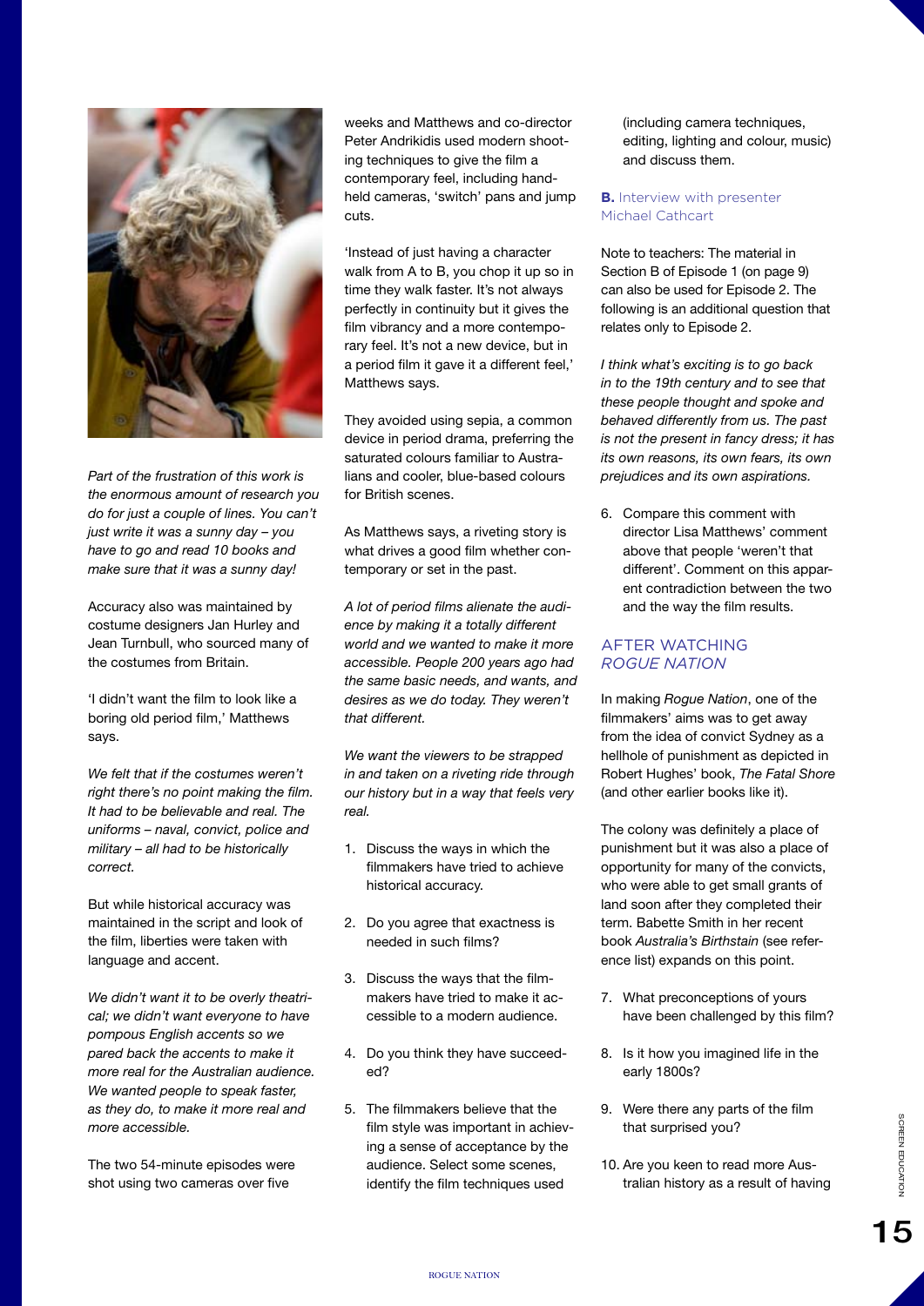*Part of the frustration of this work is the enormous amount of research you do for just a couple of lines. You can't just write it was a sunny day – you have to go and read 10 books and make sure that it was a sunny day!*

Accuracy also was maintained by costume designers Jan Hurley and Jean Turnbull, who sourced many of the costumes from Britain.

'I didn't want the film to look like a boring old period film,' Matthews says.

*We felt that if the costumes weren't right there's no point making the film. It had to be believable and real. The uniforms – naval, convict, police and military – all had to be historically correct.*

But while historical accuracy was maintained in the script and look of the film, liberties were taken with language and accent.

*We didn't want it to be overly theatrical; we didn't want everyone to have pompous English accents so we pared back the accents to make it more real for the Australian audience. We wanted people to speak faster, as they do, to make it more real and more accessible.*

The two 54-minute episodes were shot using two cameras over five weeks and Matthews and co-director Peter Andrikidis used modern shooting techniques to give the film a contemporary feel, including hand-held cameras, 'switch' pans and jump cuts.

'Instead of just having a character walk from A to B, you chop it up so in time they walk faster. It's not always perfectly in continuity but it gives the film vibrancy and a more contemporary feel. It's not a new device, but in a period film it gave it a different feel,' Matthews says.

They avoided using sepia, a common device in period drama, preferring the saturated colours familiar to Australians and cooler, blue-based colours for British scenes.

As Matthews says, a riveting story is what drives a good film whether contemporary or set in the past.

*A lot of period films alienate the audience by making it a totally different world and we wanted to make it more accessible. People 200 years ago had the same basic needs, and wants, and desires as we do today. They weren't that different.*

*We want the viewers to be strapped in and taken on a riveting ride through our history but in a way that feels very real.*

1. Discuss the ways in which the filmmakers have tried to achieve historical accuracy.
2. Do you agree that exactness is needed in such films?
3. Discuss the ways that the filmmakers have tried to make it accessible to a modern audience.
4. Do you think they have succeeded?
5. The filmmakers believe that the film style was important in achieving a sense of acceptance by the audience. Select some scenes, identify the film techniques used (including camera techniques, editing, lighting and colour, music) and discuss them.

### B. Interview with presenter Michael Cathcart

Note to teachers: The material in Section B of Episode 1 (on page 9) can also be used for Episode 2. The following is an additional question that relates only to Episode 2.

*I think what's exciting is to go back in to the 19th century and to see that these people thought and spoke and behaved differently from us. The past is not the present in fancy dress; it has its own reasons, its own fears, its own prejudices and its own aspirations.*

6. Compare this comment with director Lisa Matthews' comment above that people 'weren't that different'. Comment on this apparent contradiction between the two and the way the film results.

## AFTER WATCHING *ROGUE NATION*

In making *Rogue Nation*, one of the filmmakers' aims was to get away from the idea of convict Sydney as a hellhole of punishment as depicted in Robert Hughes' book, *The Fatal Shore* (and other earlier books like it).

The colony was definitely a place of punishment but it was also a place of opportunity for many of the convicts, who were able to get small grants of land soon after they completed their term. Babette Smith in her recent book *Australia's Birthstain* (see reference list) expands on this point.

7. What preconceptions of yours have been challenged by this film?
8. Is it how you imagined life in the early 1800s?
9. Were there any parts of the film that surprised you?
10. Are you keen to read more Australian history as a result of having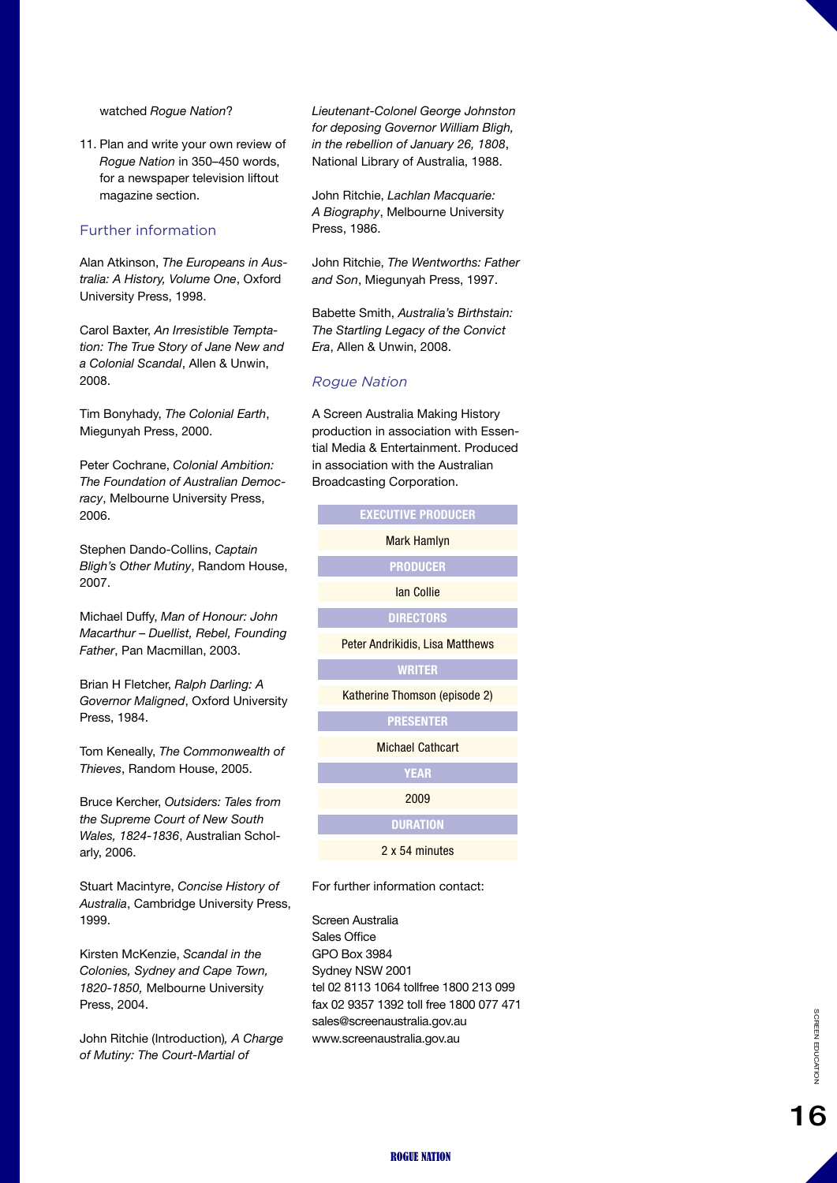watched *Rogue Nation*?

11. Plan and write your own review of *Rogue Nation* in 350–450 words, for a newspaper television liftout magazine section.

## Further information

Alan Atkinson, *The Europeans in Australia: A History, Volume One*, Oxford University Press, 1998.

Carol Baxter, *An Irresistible Temptation: The True Story of Jane New and a Colonial Scandal*, Allen & Unwin, 2008.

Tim Bonyhady, *The Colonial Earth*, Miegunyah Press, 2000.

Peter Cochrane, *Colonial Ambition: The Foundation of Australian Democracy*, Melbourne University Press, 2006.

Stephen Dando-Collins, *Captain Bligh's Other Mutiny*, Random House, 2007.

Michael Duffy, *Man of Honour: John Macarthur – Duellist, Rebel, Founding Father*, Pan Macmillan, 2003.

Brian H Fletcher, *Ralph Darling: A Governor Maligned*, Oxford University Press, 1984.

Tom Keneally, *The Commonwealth of Thieves*, Random House, 2005.

Bruce Kercher, *Outsiders: Tales from the Supreme Court of New South Wales, 1824-1836*, Australian Scholarly, 2006.

Stuart Macintyre, *Concise History of Australia*, Cambridge University Press, 1999.

Kirsten McKenzie, *Scandal in the Colonies, Sydney and Cape Town, 1820-1850,* Melbourne University Press, 2004.

John Ritchie (Introduction), *A Charge of Mutiny: The Court-Martial of Lieutenant-Colonel George Johnston for deposing Governor William Bligh, in the rebellion of January 26, 1808*, National Library of Australia, 1988.

John Ritchie, *Lachlan Macquarie: A Biography*, Melbourne University Press, 1986.

John Ritchie, *The Wentworths: Father and Son*, Miegunyah Press, 1997.

Babette Smith, *Australia's Birthstain: The Startling Legacy of the Convict Era*, Allen & Unwin, 2008.

## *Rogue Nation*

A Screen Australia Making History production in association with Essential Media & Entertainment. Produced in association with the Australian Broadcasting Corporation.

| EXECUTIVE PRODUCER |
|---|
| Mark Hamlyn |
| **PRODUCER** |
| Ian Collie |
| **DIRECTORS** |
| Peter Andrikidis, Lisa Matthews |
| **WRITER** |
| Katherine Thomson (episode 2) |
| **PRESENTER** |
| Michael Cathcart |
| **YEAR** |
| 2009 |
| **DURATION** |
| 2 x 54 minutes |

For further information contact:

Screen Australia
Sales Office
GPO Box 3984
Sydney NSW 2001
tel 02 8113 1064 tollfree 1800 213 099
fax 02 9357 1392 toll free 1800 077 471
sales@screenaustralia.gov.au
www.screenaustralia.gov.au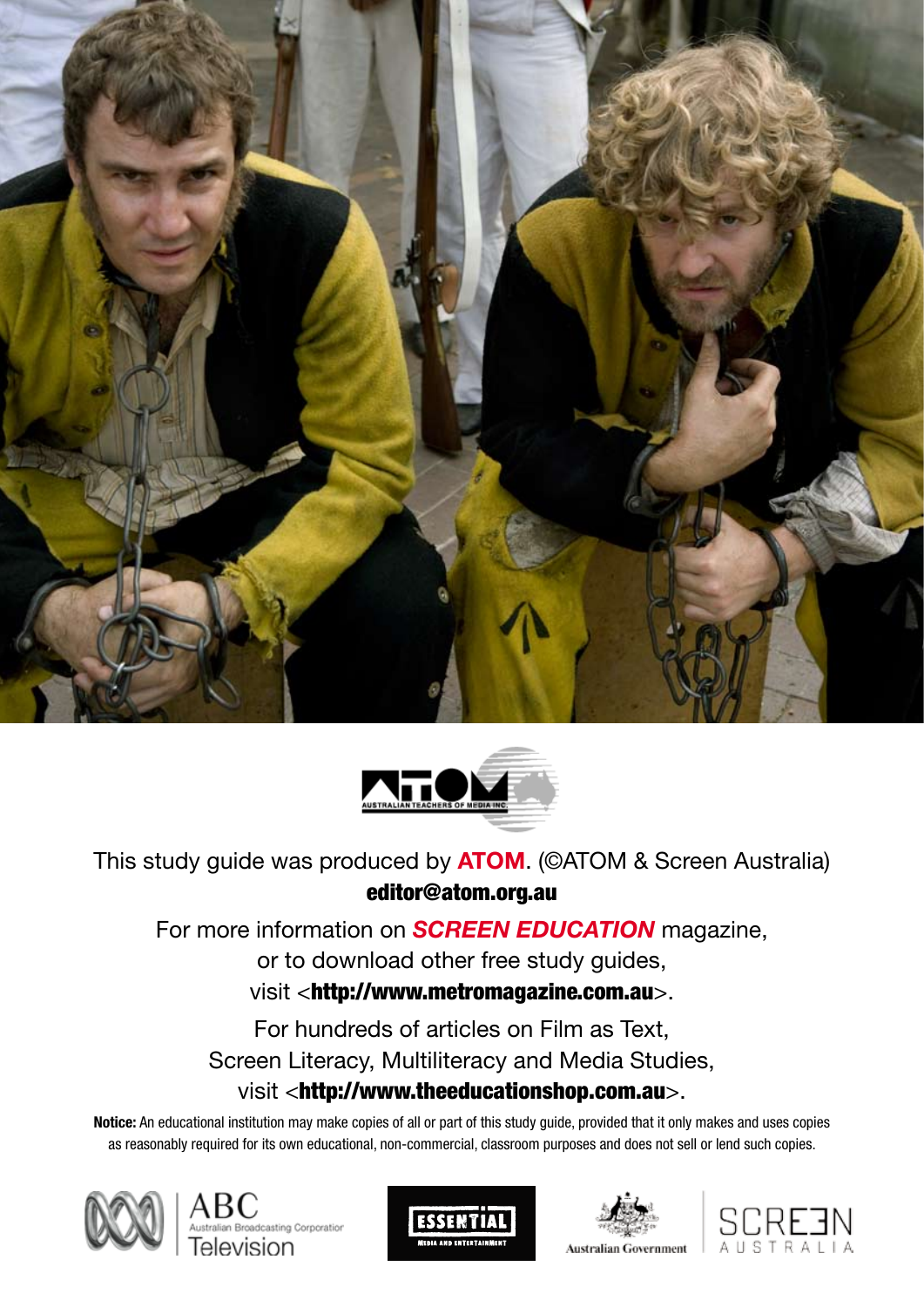This study guide was produced by **ATOM**. (©ATOM & Screen Australia)
**editor@atom.org.au**

For more information on ***SCREEN EDUCATION*** magazine,
or to download other free study guides,
visit <**http://www.metromagazine.com.au**>.

For hundreds of articles on Film as Text,
Screen Literacy, Multiliteracy and Media Studies,
visit <**http://www.theeducationshop.com.au**>.

**Notice:** An educational institution may make copies of all or part of this study guide, provided that it only makes and uses copies as reasonably required for its own educational, non-commercial, classroom purposes and does not sell or lend such copies.